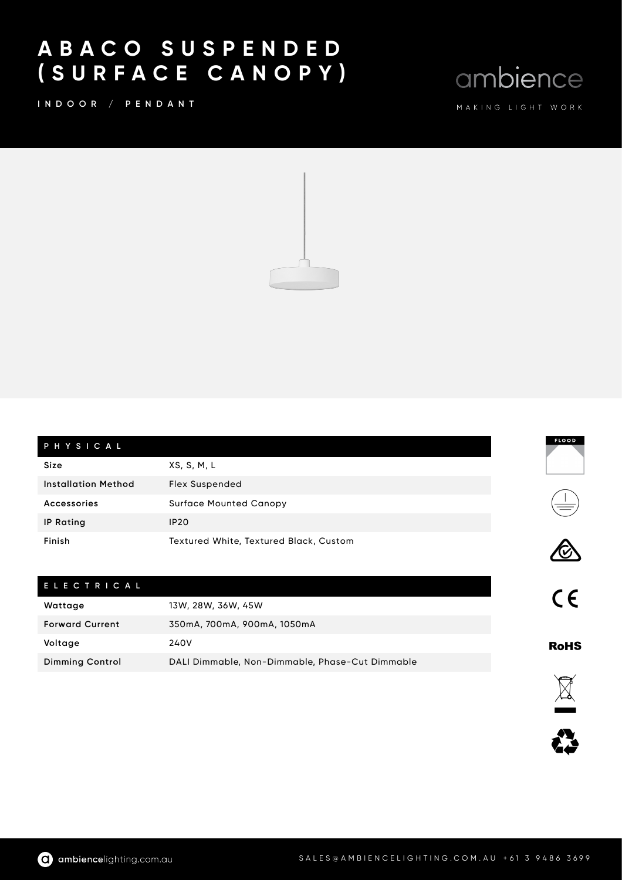# ABACO SUSPENDED (SURFACE CANOPY)

INDOOR / PENDANT

ambience

MAKING LIGHT WORK

| PHYSICAL | |
|---|---|
| Size | XS, S, M, L |
| Installation Method | Flex Suspended |
| Accessories | Surface Mounted Canopy |
| IP Rating | IP20 |
| Finish | Textured White, Textured Black, Custom |

| ELECTRICAL | |
|---|---|
| Wattage | 13W, 28W, 36W, 45W |
| Forward Current | 350mA, 700mA, 900mA, 1050mA |
| Voltage | 240V |
| Dimming Control | DALI Dimmable, Non-Dimmable, Phase-Cut Dimmable |

FLOOD

CE

RoHS

ambiencelighting.com.au

SALES@AMBIENCELIGHTING.COM.AU +61 3 9486 3699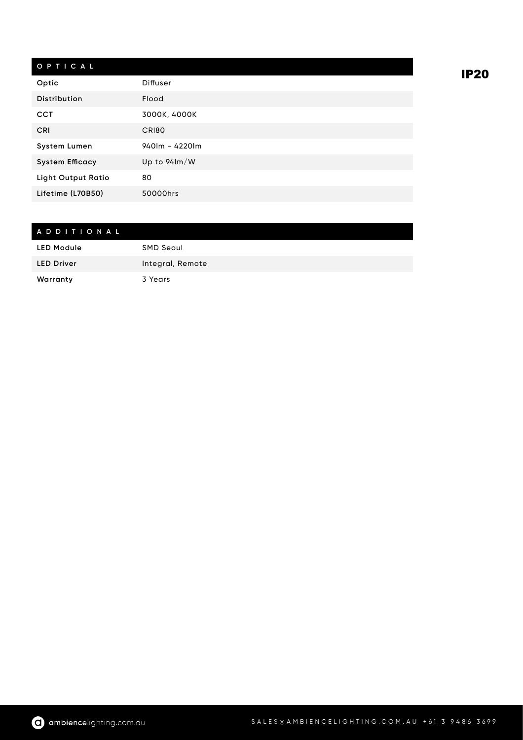**IP20**

| OPTICAL | |
| --- | --- |
| Optic | Diffuser |
| Distribution | Flood |
| CCT | 3000K, 4000K |
| CRI | CRI80 |
| System Lumen | 940lm - 4220lm |
| System Efficacy | Up to 94lm/W |
| Light Output Ratio | 80 |
| Lifetime (L70B50) | 50000hrs |

| ADDITIONAL | |
| --- | --- |
| LED Module | SMD Seoul |
| LED Driver | Integral, Remote |
| Warranty | 3 Years |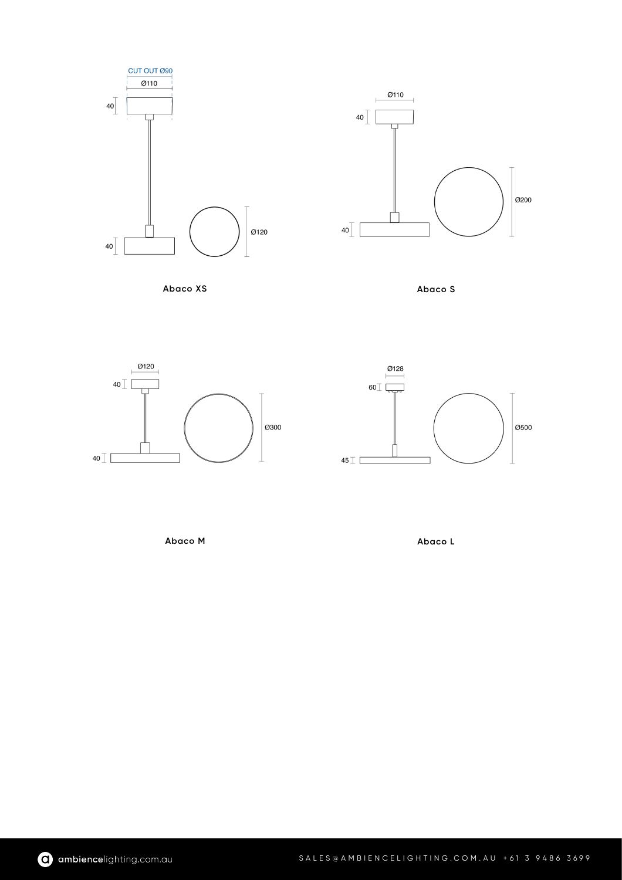CUT OUT Ø90

Ø110

40

40

Ø120

**Abaco XS**

Ø110

40

40

Ø200

**Abaco S**

Ø120

40

40

Ø300

**Abaco M**

Ø128

60

45

Ø500

**Abaco L**